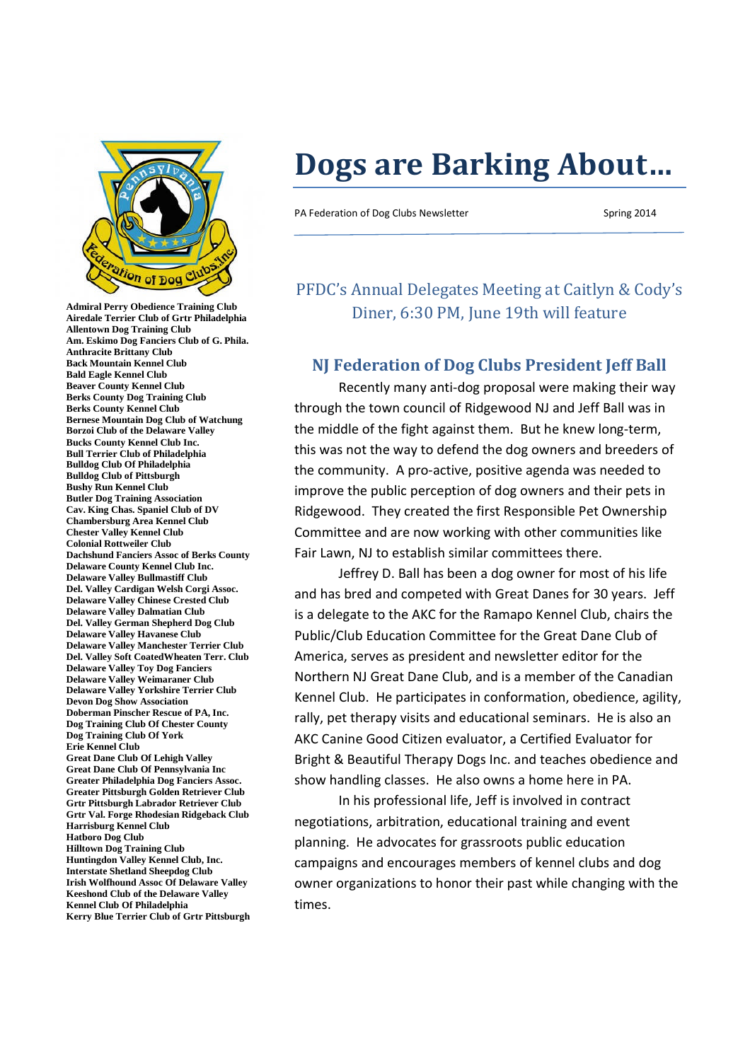# Dogs are Barking About…

PA Federation of Dog Clubs Newsletter Spring 2014

**Admiral Perry Obedience Training Club**
**Airedale Terrier Club of Grtr Philadelphia**
**Allentown Dog Training Club**
**Am. Eskimo Dog Fanciers Club of G. Phila.**
**Anthracite Brittany Club**
**Back Mountain Kennel Club**
**Bald Eagle Kennel Club**
**Beaver County Kennel Club**
**Berks County Dog Training Club**
**Berks County Kennel Club**
**Bernese Mountain Dog Club of Watchung**
**Borzoi Club of the Delaware Valley**
**Bucks County Kennel Club Inc.**
**Bull Terrier Club of Philadelphia**
**Bulldog Club Of Philadelphia**
**Bulldog Club of Pittsburgh**
**Bushy Run Kennel Club**
**Butler Dog Training Association**
**Cav. King Chas. Spaniel Club of DV**
**Chambersburg Area Kennel Club**
**Chester Valley Kennel Club**
**Colonial Rottweiler Club**
**Dachshund Fanciers Assoc of Berks County**
**Delaware County Kennel Club Inc.**
**Delaware Valley Bullmastiff Club**
**Del. Valley Cardigan Welsh Corgi Assoc.**
**Delaware Valley Chinese Crested Club**
**Delaware Valley Dalmatian Club**
**Del. Valley German Shepherd Dog Club**
**Delaware Valley Havanese Club**
**Delaware Valley Manchester Terrier Club**
**Del. Valley Soft CoatedWheaten Terr. Club**
**Delaware Valley Toy Dog Fanciers**
**Delaware Valley Weimaraner Club**
**Delaware Valley Yorkshire Terrier Club**
**Devon Dog Show Association**
**Doberman Pinscher Rescue of PA, Inc.**
**Dog Training Club Of Chester County**
**Dog Training Club Of York**
**Erie Kennel Club**
**Great Dane Club Of Lehigh Valley**
**Great Dane Club Of Pennsylvania Inc**
**Greater Philadelphia Dog Fanciers Assoc.**
**Greater Pittsburgh Golden Retriever Club**
**Grtr Pittsburgh Labrador Retriever Club**
**Grtr Val. Forge Rhodesian Ridgeback Club**
**Harrisburg Kennel Club**
**Hatboro Dog Club**
**Hilltown Dog Training Club**
**Huntingdon Valley Kennel Club, Inc.**
**Interstate Shetland Sheepdog Club**
**Irish Wolfhound Assoc Of Delaware Valley**
**Keeshond Club of the Delaware Valley**
**Kennel Club Of Philadelphia**
**Kerry Blue Terrier Club of Grtr Pittsburgh**

## PFDC's Annual Delegates Meeting at Caitlyn & Cody's Diner, 6:30 PM, June 19th will feature

## NJ Federation of Dog Clubs President Jeff Ball

Recently many anti-dog proposal were making their way through the town council of Ridgewood NJ and Jeff Ball was in the middle of the fight against them. But he knew long-term, this was not the way to defend the dog owners and breeders of the community. A pro-active, positive agenda was needed to improve the public perception of dog owners and their pets in Ridgewood. They created the first Responsible Pet Ownership Committee and are now working with other communities like Fair Lawn, NJ to establish similar committees there.

Jeffrey D. Ball has been a dog owner for most of his life and has bred and competed with Great Danes for 30 years. Jeff is a delegate to the AKC for the Ramapo Kennel Club, chairs the Public/Club Education Committee for the Great Dane Club of America, serves as president and newsletter editor for the Northern NJ Great Dane Club, and is a member of the Canadian Kennel Club. He participates in conformation, obedience, agility, rally, pet therapy visits and educational seminars. He is also an AKC Canine Good Citizen evaluator, a Certified Evaluator for Bright & Beautiful Therapy Dogs Inc. and teaches obedience and show handling classes. He also owns a home here in PA.

In his professional life, Jeff is involved in contract negotiations, arbitration, educational training and event planning. He advocates for grassroots public education campaigns and encourages members of kennel clubs and dog owner organizations to honor their past while changing with the times.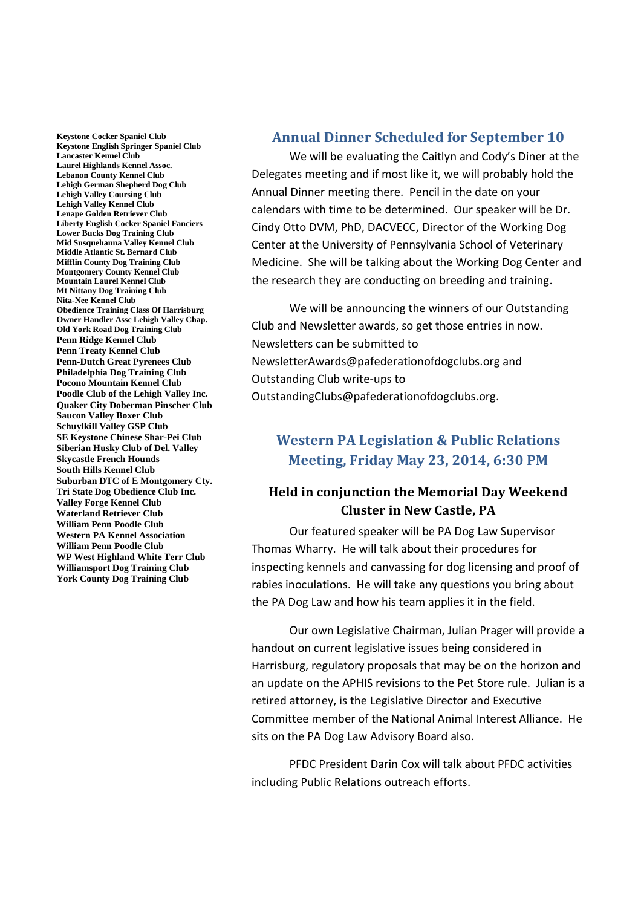Keystone Cocker Spaniel Club
Keystone English Springer Spaniel Club
Lancaster Kennel Club
Laurel Highlands Kennel Assoc.
Lebanon County Kennel Club
Lehigh German Shepherd Dog Club
Lehigh Valley Coursing Club
Lehigh Valley Kennel Club
Lenape Golden Retriever Club
Liberty English Cocker Spaniel Fanciers
Lower Bucks Dog Training Club
Mid Susquehanna Valley Kennel Club
Middle Atlantic St. Bernard Club
Mifflin County Dog Training Club
Montgomery County Kennel Club
Mountain Laurel Kennel Club
Mt Nittany Dog Training Club
Nita-Nee Kennel Club
Obedience Training Class Of Harrisburg
Owner Handler Assc Lehigh Valley Chap.
Old York Road Dog Training Club
Penn Ridge Kennel Club
Penn Treaty Kennel Club
Penn-Dutch Great Pyrenees Club
Philadelphia Dog Training Club
Pocono Mountain Kennel Club
Poodle Club of the Lehigh Valley Inc.
Quaker City Doberman Pinscher Club
Saucon Valley Boxer Club
Schuylkill Valley GSP Club
SE Keystone Chinese Shar-Pei Club
Siberian Husky Club of Del. Valley
Skycastle French Hounds
South Hills Kennel Club
Suburban DTC of E Montgomery Cty.
Tri State Dog Obedience Club Inc.
Valley Forge Kennel Club
Waterland Retriever Club
William Penn Poodle Club
Western PA Kennel Association
William Penn Poodle Club
WP West Highland White Terr Club
Williamsport Dog Training Club
York County Dog Training Club

## Annual Dinner Scheduled for September 10

We will be evaluating the Caitlyn and Cody's Diner at the Delegates meeting and if most like it, we will probably hold the Annual Dinner meeting there. Pencil in the date on your calendars with time to be determined. Our speaker will be Dr. Cindy Otto DVM, PhD, DACVECC, Director of the Working Dog Center at the University of Pennsylvania School of Veterinary Medicine. She will be talking about the Working Dog Center and the research they are conducting on breeding and training.

We will be announcing the winners of our Outstanding Club and Newsletter awards, so get those entries in now. Newsletters can be submitted to NewsletterAwards@pafederationofdogclubs.org and Outstanding Club write-ups to OutstandingClubs@pafederationofdogclubs.org.

## Western PA Legislation & Public Relations Meeting, Friday May 23, 2014, 6:30 PM

### Held in conjunction the Memorial Day Weekend Cluster in New Castle, PA

Our featured speaker will be PA Dog Law Supervisor Thomas Wharry. He will talk about their procedures for inspecting kennels and canvassing for dog licensing and proof of rabies inoculations. He will take any questions you bring about the PA Dog Law and how his team applies it in the field.

Our own Legislative Chairman, Julian Prager will provide a handout on current legislative issues being considered in Harrisburg, regulatory proposals that may be on the horizon and an update on the APHIS revisions to the Pet Store rule. Julian is a retired attorney, is the Legislative Director and Executive Committee member of the National Animal Interest Alliance. He sits on the PA Dog Law Advisory Board also.

PFDC President Darin Cox will talk about PFDC activities including Public Relations outreach efforts.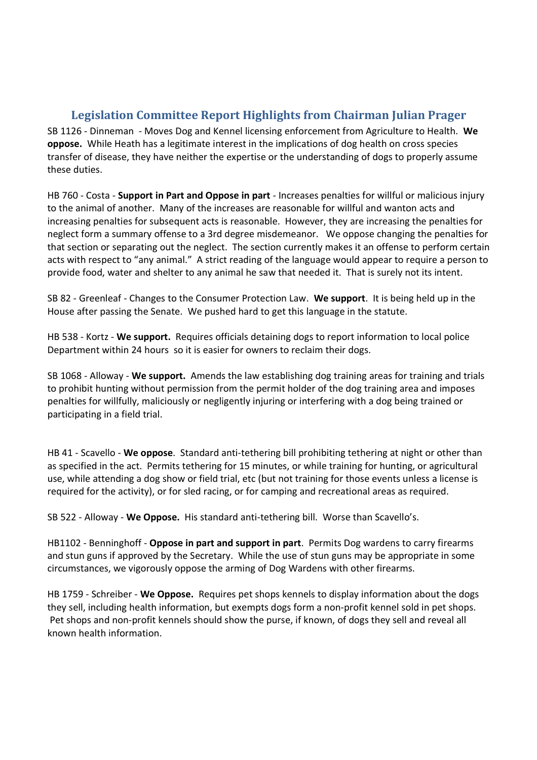## Legislation Committee Report Highlights from Chairman Julian Prager

SB 1126 - Dinneman - Moves Dog and Kennel licensing enforcement from Agriculture to Health. **We oppose.** While Heath has a legitimate interest in the implications of dog health on cross species transfer of disease, they have neither the expertise or the understanding of dogs to properly assume these duties.

HB 760 - Costa - **Support in Part and Oppose in part** - Increases penalties for willful or malicious injury to the animal of another. Many of the increases are reasonable for willful and wanton acts and increasing penalties for subsequent acts is reasonable. However, they are increasing the penalties for neglect form a summary offense to a 3rd degree misdemeanor. We oppose changing the penalties for that section or separating out the neglect. The section currently makes it an offense to perform certain acts with respect to "any animal." A strict reading of the language would appear to require a person to provide food, water and shelter to any animal he saw that needed it. That is surely not its intent.

SB 82 - Greenleaf - Changes to the Consumer Protection Law. **We support**. It is being held up in the House after passing the Senate. We pushed hard to get this language in the statute.

HB 538 - Kortz - **We support.** Requires officials detaining dogs to report information to local police Department within 24 hours so it is easier for owners to reclaim their dogs.

SB 1068 - Alloway - **We support.** Amends the law establishing dog training areas for training and trials to prohibit hunting without permission from the permit holder of the dog training area and imposes penalties for willfully, maliciously or negligently injuring or interfering with a dog being trained or participating in a field trial.

HB 41 - Scavello - **We oppose**. Standard anti-tethering bill prohibiting tethering at night or other than as specified in the act. Permits tethering for 15 minutes, or while training for hunting, or agricultural use, while attending a dog show or field trial, etc (but not training for those events unless a license is required for the activity), or for sled racing, or for camping and recreational areas as required.

SB 522 - Alloway - **We Oppose.** His standard anti-tethering bill. Worse than Scavello's.

HB1102 - Benninghoff - **Oppose in part and support in part**. Permits Dog wardens to carry firearms and stun guns if approved by the Secretary. While the use of stun guns may be appropriate in some circumstances, we vigorously oppose the arming of Dog Wardens with other firearms.

HB 1759 - Schreiber - **We Oppose.** Requires pet shops kennels to display information about the dogs they sell, including health information, but exempts dogs form a non-profit kennel sold in pet shops. Pet shops and non-profit kennels should show the purse, if known, of dogs they sell and reveal all known health information.